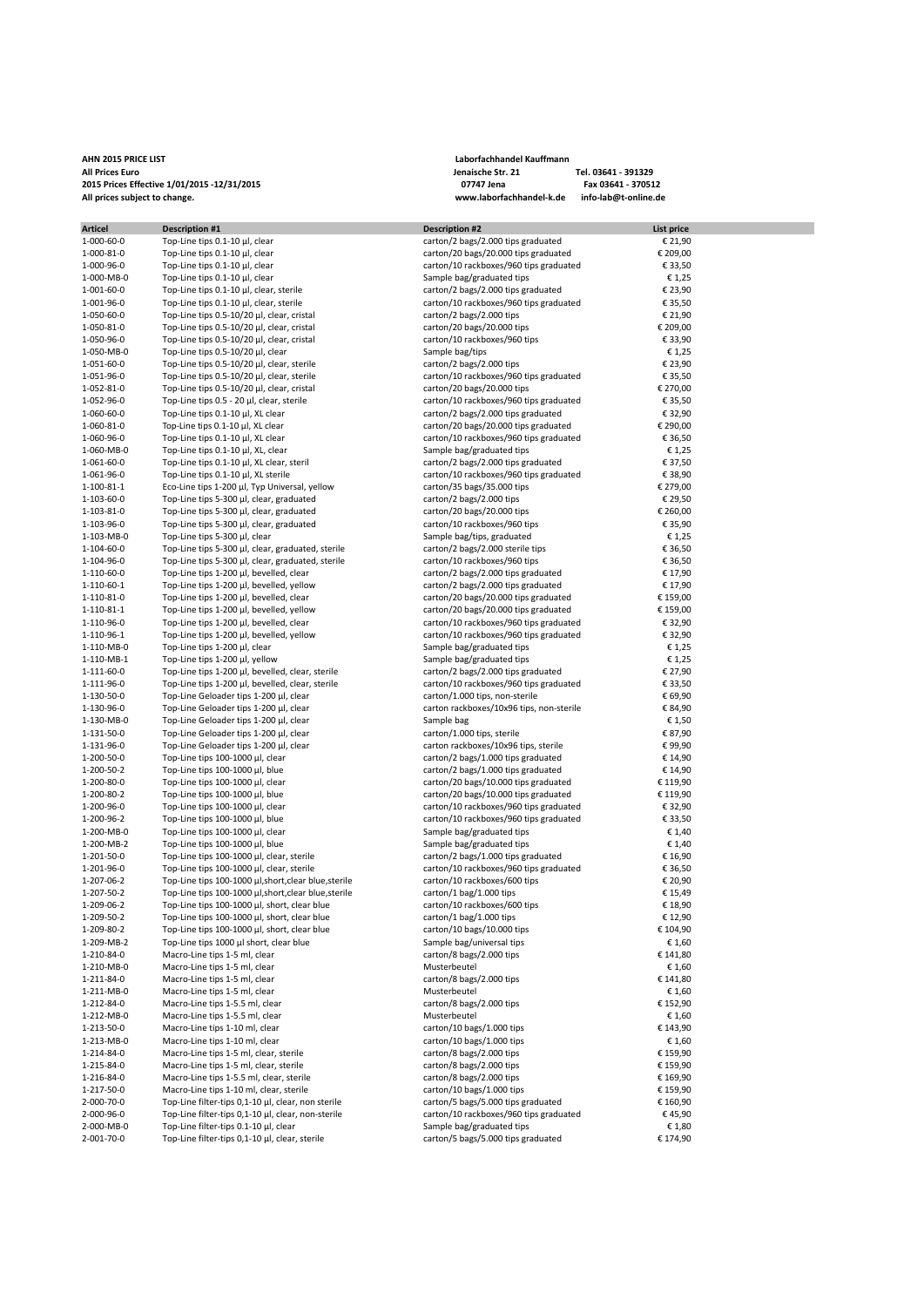**AHN 2015 PRICE LIST**
**All Prices Euro**
**2015 Prices Effective 1/01/2015 -12/31/2015**
**All prices subject to change.**

**Laborfachhandel Kauffmann**
**Jenaische Str. 21** **Tel. 03641 - 391329**
**07747 Jena** **Fax 03641 - 370512**
**www.laborfachhandel-k.de** **info-lab@t-online.de**

| Articel | Description #1 | Description #2 | List price |
|---|---|---|---|
| 1-000-60-0 | Top-Line tips 0.1-10 µl, clear | carton/2 bags/2.000 tips graduated | € 21,90 |
| 1-000-81-0 | Top-Line tips 0.1-10 µl, clear | carton/20 bags/20.000 tips graduated | € 209,00 |
| 1-000-96-0 | Top-Line tips 0.1-10 µl, clear | carton/10 rackboxes/960 tips graduated | € 33,50 |
| 1-000-MB-0 | Top-Line tips 0.1-10 µl, clear | Sample bag/graduated tips | € 1,25 |
| 1-001-60-0 | Top-Line tips 0.1-10 µl, clear, sterile | carton/2 bags/2.000 tips graduated | € 23,90 |
| 1-001-96-0 | Top-Line tips 0.1-10 µl, clear, sterile | carton/10 rackboxes/960 tips graduated | € 35,50 |
| 1-050-60-0 | Top-Line tips 0.5-10/20 µl, clear, cristal | carton/2 bags/2.000 tips | € 21,90 |
| 1-050-81-0 | Top-Line tips 0.5-10/20 µl, clear, cristal | carton/20 bags/20.000 tips | € 209,00 |
| 1-050-96-0 | Top-Line tips 0.5-10/20 µl, clear, cristal | carton/10 rackboxes/960 tips | € 33,90 |
| 1-050-MB-0 | Top-Line tips 0.5-10/20 µl, clear | Sample bag/tips | € 1,25 |
| 1-051-60-0 | Top-Line tips 0.5-10/20 µl, clear, sterile | carton/2 bags/2.000 tips | € 23,90 |
| 1-051-96-0 | Top-Line tips 0.5-10/20 µl, clear, sterile | carton/10 rackboxes/960 tips graduated | € 35,50 |
| 1-052-81-0 | Top-Line tips 0.5-10/20 µl, clear, cristal | carton/20 bags/20.000 tips | € 270,00 |
| 1-052-96-0 | Top-Line tips 0.5 - 20 µl, clear, sterile | carton/10 rackboxes/960 tips graduated | € 35,50 |
| 1-060-60-0 | Top-Line tips 0.1-10 µl, XL clear | carton/2 bags/2.000 tips graduated | € 32,90 |
| 1-060-81-0 | Top-Line tips 0.1-10 µl, XL clear | carton/20 bags/20.000 tips graduated | € 290,00 |
| 1-060-96-0 | Top-Line tips 0.1-10 µl, XL clear | carton/10 rackboxes/960 tips graduated | € 36,50 |
| 1-060-MB-0 | Top-Line tips 0.1-10 µl, XL, clear | Sample bag/graduated tips | € 1,25 |
| 1-061-60-0 | Top-Line tips 0.1-10 µl, XL clear, steril | carton/2 bags/2.000 tips graduated | € 37,50 |
| 1-061-96-0 | Top-Line tips 0.1-10 µl, XL sterile | carton/10 rackboxes/960 tips graduated | € 38,90 |
| 1-100-81-1 | Eco-Line tips 1-200 µl, Typ Universal, yellow | carton/35 bags/35.000 tips | € 279,00 |
| 1-103-60-0 | Top-Line tips 5-300 µl, clear, graduated | carton/2 bags/2.000 tips | € 29,50 |
| 1-103-81-0 | Top-Line tips 5-300 µl, clear, graduated | carton/20 bags/20.000 tips | € 260,00 |
| 1-103-96-0 | Top-Line tips 5-300 µl, clear, graduated | carton/10 rackboxes/960 tips | € 35,90 |
| 1-103-MB-0 | Top-Line tips 5-300 µl, clear | Sample bag/tips, graduated | € 1,25 |
| 1-104-60-0 | Top-Line tips 5-300 µl, clear, graduated, sterile | carton/2 bags/2.000 sterile tips | € 36,50 |
| 1-104-96-0 | Top-Line tips 5-300 µl, clear, graduated, sterile | carton/10 rackboxes/960 tips | € 36,50 |
| 1-110-60-0 | Top-Line tips 1-200 µl, bevelled, clear | carton/2 bags/2.000 tips graduated | € 17,90 |
| 1-110-60-1 | Top-Line tips 1-200 µl, bevelled, yellow | carton/2 bags/2.000 tips graduated | € 17,90 |
| 1-110-81-0 | Top-Line tips 1-200 µl, bevelled, clear | carton/20 bags/20.000 tips graduated | € 159,00 |
| 1-110-81-1 | Top-Line tips 1-200 µl, bevelled, yellow | carton/20 bags/20.000 tips graduated | € 159,00 |
| 1-110-96-0 | Top-Line tips 1-200 µl, bevelled, clear | carton/10 rackboxes/960 tips graduated | € 32,90 |
| 1-110-96-1 | Top-Line tips 1-200 µl, bevelled, yellow | carton/10 rackboxes/960 tips graduated | € 32,90 |
| 1-110-MB-0 | Top-Line tips 1-200 µl, clear | Sample bag/graduated tips | € 1,25 |
| 1-110-MB-1 | Top-Line tips 1-200 µl, yellow | Sample bag/graduated tips | € 1,25 |
| 1-111-60-0 | Top-Line tips 1-200 µl, bevelled, clear, sterile | carton/2 bags/2.000 tips graduated | € 27,90 |
| 1-111-96-0 | Top-Line tips 1-200 µl, bevelled, clear, sterile | carton/10 rackboxes/960 tips graduated | € 33,50 |
| 1-130-50-0 | Top-Line Geloader tips 1-200 µl, clear | carton/1.000 tips, non-sterile | € 69,90 |
| 1-130-96-0 | Top-Line Geloader tips 1-200 µl, clear | carton rackboxes/10x96 tips, non-sterile | € 84,90 |
| 1-130-MB-0 | Top-Line Geloader tips 1-200 µl, clear | Sample bag | € 1,50 |
| 1-131-50-0 | Top-Line Geloader tips 1-200 µl, clear | carton/1.000 tips, sterile | € 87,90 |
| 1-131-96-0 | Top-Line Geloader tips 1-200 µl, clear | carton rackboxes/10x96 tips, sterile | € 99,90 |
| 1-200-50-0 | Top-Line tips 100-1000 µl, clear | carton/2 bags/1.000 tips graduated | € 14,90 |
| 1-200-50-2 | Top-Line tips 100-1000 µl, blue | carton/2 bags/1.000 tips graduated | € 14,90 |
| 1-200-80-0 | Top-Line tips 100-1000 µl, clear | carton/20 bags/10.000 tips graduated | € 119,90 |
| 1-200-80-2 | Top-Line tips 100-1000 µl, blue | carton/20 bags/10.000 tips graduated | € 119,90 |
| 1-200-96-0 | Top-Line tips 100-1000 µl, clear | carton/10 rackboxes/960 tips graduated | € 32,90 |
| 1-200-96-2 | Top-Line tips 100-1000 µl, blue | carton/10 rackboxes/960 tips graduated | € 33,50 |
| 1-200-MB-0 | Top-Line tips 100-1000 µl, clear | Sample bag/graduated tips | € 1,40 |
| 1-200-MB-2 | Top-Line tips 100-1000 µl, blue | Sample bag/graduated tips | € 1,40 |
| 1-201-50-0 | Top-Line tips 100-1000 µl, clear, sterile | carton/2 bags/1.000 tips graduated | € 16,90 |
| 1-201-96-0 | Top-Line tips 100-1000 µl, clear, sterile | carton/10 rackboxes/960 tips graduated | € 36,50 |
| 1-207-06-2 | Top-Line tips 100-1000 µl,short,clear blue,sterile | carton/10 rackboxes/600 tips | € 20,90 |
| 1-207-50-2 | Top-Line tips 100-1000 µl,short,clear blue,sterile | carton/1 bag/1.000 tips | € 15,49 |
| 1-209-06-2 | Top-Line tips 100-1000 µl, short, clear blue | carton/10 rackboxes/600 tips | € 18,90 |
| 1-209-50-2 | Top-Line tips 100-1000 µl, short, clear blue | carton/1 bag/1.000 tips | € 12,90 |
| 1-209-80-2 | Top-Line tips 100-1000 µl, short, clear blue | carton/10 bags/10.000 tips | € 104,90 |
| 1-209-MB-2 | Top-Line tips 1000 µl short, clear blue | Sample bag/universal tips | € 1,60 |
| 1-210-84-0 | Macro-Line tips 1-5 ml, clear | carton/8 bags/2.000 tips | € 141,80 |
| 1-210-MB-0 | Macro-Line tips 1-5 ml, clear | Musterbeutel | € 1,60 |
| 1-211-84-0 | Macro-Line tips 1-5 ml, clear | carton/8 bags/2.000 tips | € 141,80 |
| 1-211-MB-0 | Macro-Line tips 1-5 ml, clear | Musterbeutel | € 1,60 |
| 1-212-84-0 | Macro-Line tips 1-5.5 ml, clear | carton/8 bags/2.000 tips | € 152,90 |
| 1-212-MB-0 | Macro-Line tips 1-5.5 ml, clear | Musterbeutel | € 1,60 |
| 1-213-50-0 | Macro-Line tips 1-10 ml, clear | carton/10 bags/1.000 tips | € 143,90 |
| 1-213-MB-0 | Macro-Line tips 1-10 ml, clear | carton/10 bags/1.000 tips | € 1,60 |
| 1-214-84-0 | Macro-Line tips 1-5 ml, clear, sterile | carton/8 bags/2.000 tips | € 159,90 |
| 1-215-84-0 | Macro-Line tips 1-5 ml, clear, sterile | carton/8 bags/2.000 tips | € 159,90 |
| 1-216-84-0 | Macro-Line tips 1-5.5 ml, clear, sterile | carton/8 bags/2.000 tips | € 169,90 |
| 1-217-50-0 | Macro-Line tips 1-10 ml, clear, sterile | carton/10 bags/1.000 tips | € 159,90 |
| 2-000-70-0 | Top-Line filter-tips 0,1-10 µl, clear, non sterile | carton/5 bags/5.000 tips graduated | € 160,90 |
| 2-000-96-0 | Top-Line filter-tips 0,1-10 µl, clear, non-sterile | carton/10 rackboxes/960 tips graduated | € 45,90 |
| 2-000-MB-0 | Top-Line filter-tips 0.1-10 µl, clear | Sample bag/graduated tips | € 1,80 |
| 2-001-70-0 | Top-Line filter-tips 0,1-10 µl, clear, sterile | carton/5 bags/5.000 tips graduated | € 174,90 |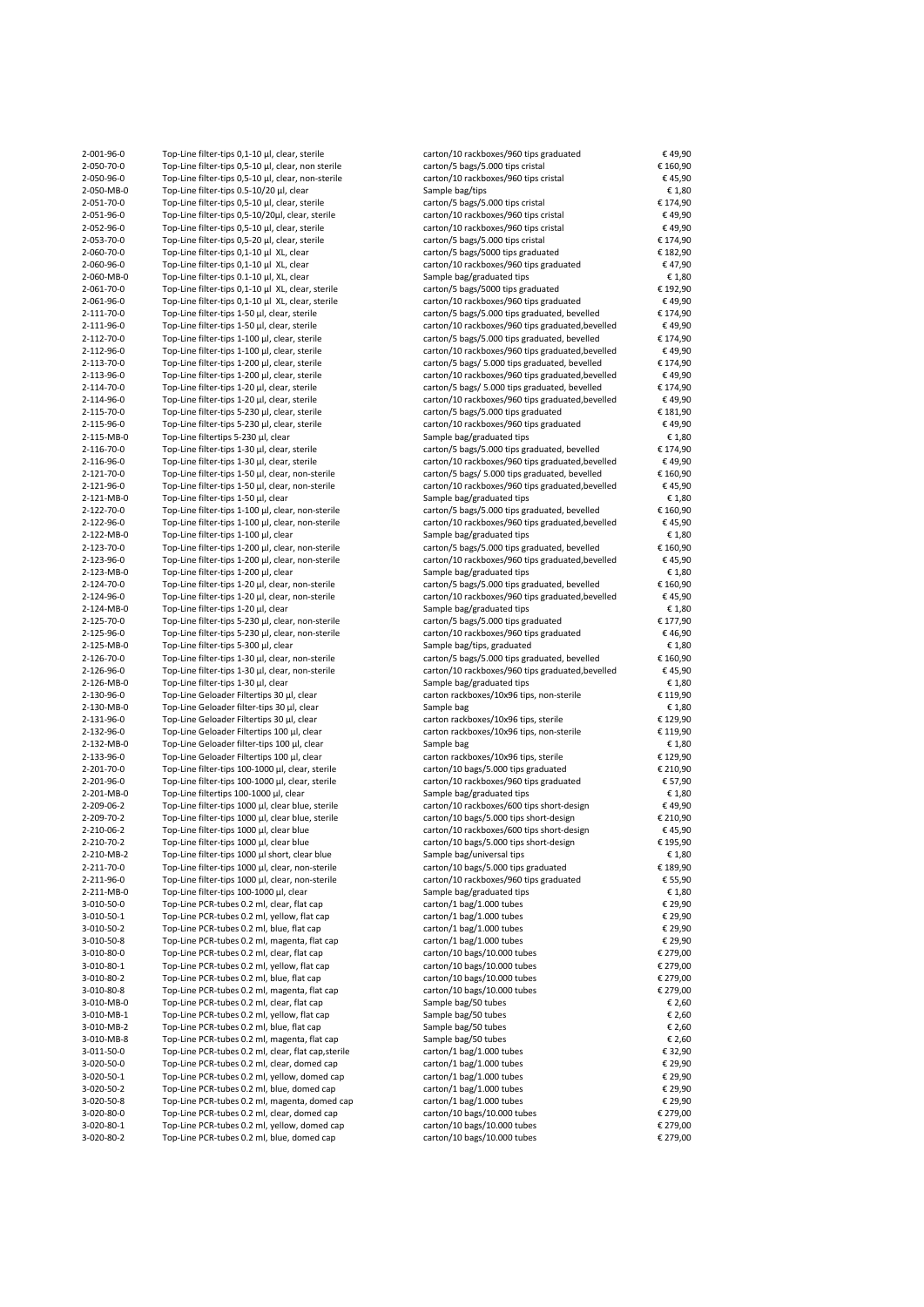| | | | |
|---|---|---|---|
| 2-001-96-0 | Top-Line filter-tips 0,1-10 µl, clear, sterile | carton/10 rackboxes/960 tips graduated | € 49,90 |
| 2-050-70-0 | Top-Line filter-tips 0,5-10 µl, clear, non sterile | carton/5 bags/5.000 tips cristal | € 160,90 |
| 2-050-96-0 | Top-Line filter-tips 0,5-10 µl, clear, non-sterile | carton/10 rackboxes/960 tips cristal | € 45,90 |
| 2-050-MB-0 | Top-Line filter-tips 0.5-10/20 µl, clear | Sample bag/tips | € 1,80 |
| 2-051-70-0 | Top-Line filter-tips 0,5-10 µl, clear, sterile | carton/5 bags/5.000 tips cristal | € 174,90 |
| 2-051-96-0 | Top-Line filter-tips 0,5-10/20µl, clear, sterile | carton/10 rackboxes/960 tips cristal | € 49,90 |
| 2-052-96-0 | Top-Line filter-tips 0,5-10 µl, clear, sterile | carton/10 rackboxes/960 tips cristal | € 49,90 |
| 2-053-70-0 | Top-Line filter-tips 0,5-20 µl, clear, sterile | carton/5 bags/5.000 tips cristal | € 174,90 |
| 2-060-70-0 | Top-Line filter-tips 0,1-10 µl XL, clear | carton/5 bags/5000 tips graduated | € 182,90 |
| 2-060-96-0 | Top-Line filter-tips 0,1-10 µl XL, clear | carton/10 rackboxes/960 tips graduated | € 47,90 |
| 2-060-MB-0 | Top-Line filter-tips 0.1-10 µl, XL, clear | Sample bag/graduated tips | € 1,80 |
| 2-061-70-0 | Top-Line filter-tips 0,1-10 µl XL, clear, sterile | carton/5 bags/5000 tips graduated | € 192,90 |
| 2-061-96-0 | Top-Line filter-tips 0,1-10 µl XL, clear, sterile | carton/10 rackboxes/960 tips graduated | € 49,90 |
| 2-111-70-0 | Top-Line filter-tips 1-50 µl, clear, sterile | carton/5 bags/5.000 tips graduated, bevelled | € 174,90 |
| 2-111-96-0 | Top-Line filter-tips 1-50 µl, clear, sterile | carton/10 rackboxes/960 tips graduated,bevelled | € 49,90 |
| 2-112-70-0 | Top-Line filter-tips 1-100 µl, clear, sterile | carton/5 bags/5.000 tips graduated, bevelled | € 174,90 |
| 2-112-96-0 | Top-Line filter-tips 1-100 µl, clear, sterile | carton/10 rackboxes/960 tips graduated,bevelled | € 49,90 |
| 2-113-70-0 | Top-Line filter-tips 1-200 µl, clear, sterile | carton/5 bags/ 5.000 tips graduated, bevelled | € 174,90 |
| 2-113-96-0 | Top-Line filter-tips 1-200 µl, clear, sterile | carton/10 rackboxes/960 tips graduated,bevelled | € 49,90 |
| 2-114-70-0 | Top-Line filter-tips 1-20 µl, clear, sterile | carton/5 bags/ 5.000 tips graduated, bevelled | € 174,90 |
| 2-114-96-0 | Top-Line filter-tips 1-20 µl, clear, sterile | carton/10 rackboxes/960 tips graduated,bevelled | € 49,90 |
| 2-115-70-0 | Top-Line filter-tips 5-230 µl, clear, sterile | carton/5 bags/5.000 tips graduated | € 181,90 |
| 2-115-96-0 | Top-Line filter-tips 5-230 µl, clear, sterile | carton/10 rackboxes/960 tips graduated | € 49,90 |
| 2-115-MB-0 | Top-Line filtertips 5-230 µl, clear | Sample bag/graduated tips | € 1,80 |
| 2-116-70-0 | Top-Line filter-tips 1-30 µl, clear, sterile | carton/5 bags/5.000 tips graduated, bevelled | € 174,90 |
| 2-116-96-0 | Top-Line filter-tips 1-30 µl, clear, sterile | carton/10 rackboxes/960 tips graduated,bevelled | € 49,90 |
| 2-121-70-0 | Top-Line filter-tips 1-50 µl, clear, non-sterile | carton/5 bags/ 5.000 tips graduated, bevelled | € 160,90 |
| 2-121-96-0 | Top-Line filter-tips 1-50 µl, clear, non-sterile | carton/10 rackboxes/960 tips graduated,bevelled | € 45,90 |
| 2-121-MB-0 | Top-Line filter-tips 1-50 µl, clear | Sample bag/graduated tips | € 1,80 |
| 2-122-70-0 | Top-Line filter-tips 1-100 µl, clear, non-sterile | carton/5 bags/5.000 tips graduated, bevelled | € 160,90 |
| 2-122-96-0 | Top-Line filter-tips 1-100 µl, clear, non-sterile | carton/10 rackboxes/960 tips graduated,bevelled | € 45,90 |
| 2-122-MB-0 | Top-Line filter-tips 1-100 µl, clear | Sample bag/graduated tips | € 1,80 |
| 2-123-70-0 | Top-Line filter-tips 1-200 µl, clear, non-sterile | carton/5 bags/5.000 tips graduated, bevelled | € 160,90 |
| 2-123-96-0 | Top-Line filter-tips 1-200 µl, clear, non-sterile | carton/10 rackboxes/960 tips graduated,bevelled | € 45,90 |
| 2-123-MB-0 | Top-Line filter-tips 1-200 µl, clear | Sample bag/graduated tips | € 1,80 |
| 2-124-70-0 | Top-Line filter-tips 1-20 µl, clear, non-sterile | carton/5 bags/5.000 tips graduated, bevelled | € 160,90 |
| 2-124-96-0 | Top-Line filter-tips 1-20 µl, clear, non-sterile | carton/10 rackboxes/960 tips graduated,bevelled | € 45,90 |
| 2-124-MB-0 | Top-Line filter-tips 1-20 µl, clear | Sample bag/graduated tips | € 1,80 |
| 2-125-70-0 | Top-Line filter-tips 5-230 µl, clear, non-sterile | carton/5 bags/5.000 tips graduated | € 177,90 |
| 2-125-96-0 | Top-Line filter-tips 5-230 µl, clear, non-sterile | carton/10 rackboxes/960 tips graduated | € 46,90 |
| 2-125-MB-0 | Top-Line filter-tips 5-300 µl, clear | Sample bag/tips, graduated | € 1,80 |
| 2-126-70-0 | Top-Line filter-tips 1-30 µl, clear, non-sterile | carton/5 bags/5.000 tips graduated, bevelled | € 160,90 |
| 2-126-96-0 | Top-Line filter-tips 1-30 µl, clear, non-sterile | carton/10 rackboxes/960 tips graduated,bevelled | € 45,90 |
| 2-126-MB-0 | Top-Line filter-tips 1-30 µl, clear | Sample bag/graduated tips | € 1,80 |
| 2-130-96-0 | Top-Line Geloader Filtertips 30 µl, clear | carton rackboxes/10x96 tips, non-sterile | € 119,90 |
| 2-130-MB-0 | Top-Line Geloader filter-tips 30 µl, clear | Sample bag | € 1,80 |
| 2-131-96-0 | Top-Line Geloader Filtertips 30 µl, clear | carton rackboxes/10x96 tips, sterile | € 129,90 |
| 2-132-96-0 | Top-Line Geloader Filtertips 100 µl, clear | carton rackboxes/10x96 tips, non-sterile | € 119,90 |
| 2-132-MB-0 | Top-Line Geloader filter-tips 100 µl, clear | Sample bag | € 1,80 |
| 2-133-96-0 | Top-Line Geloader Filtertips 100 µl, clear | carton rackboxes/10x96 tips, sterile | € 129,90 |
| 2-201-70-0 | Top-Line filter-tips 100-1000 µl, clear, sterile | carton/10 bags/5.000 tips graduated | € 210,90 |
| 2-201-96-0 | Top-Line filter-tips 100-1000 µl, clear, sterile | carton/10 rackboxes/960 tips graduated | € 57,90 |
| 2-201-MB-0 | Top-Line filtertips 100-1000 µl, clear | Sample bag/graduated tips | € 1,80 |
| 2-209-06-2 | Top-Line filter-tips 1000 µl, clear blue, sterile | carton/10 rackboxes/600 tips short-design | € 49,90 |
| 2-209-70-2 | Top-Line filter-tips 1000 µl, clear blue, sterile | carton/10 bags/5.000 tips short-design | € 210,90 |
| 2-210-06-2 | Top-Line filter-tips 1000 µl, clear blue | carton/10 rackboxes/600 tips short-design | € 45,90 |
| 2-210-70-2 | Top-Line filter-tips 1000 µl, clear blue | carton/10 bags/5.000 tips short-design | € 195,90 |
| 2-210-MB-2 | Top-Line filter-tips 1000 µl short, clear blue | Sample bag/universal tips | € 1,80 |
| 2-211-70-0 | Top-Line filter-tips 1000 µl, clear, non-sterile | carton/10 bags/5.000 tips graduated | € 189,90 |
| 2-211-96-0 | Top-Line filter-tips 1000 µl, clear, non-sterile | carton/10 rackboxes/960 tips graduated | € 55,90 |
| 2-211-MB-0 | Top-Line filter-tips 100-1000 µl, clear | Sample bag/graduated tips | € 1,80 |
| 3-010-50-0 | Top-Line PCR-tubes 0.2 ml, clear, flat cap | carton/1 bag/1.000 tubes | € 29,90 |
| 3-010-50-1 | Top-Line PCR-tubes 0.2 ml, yellow, flat cap | carton/1 bag/1.000 tubes | € 29,90 |
| 3-010-50-2 | Top-Line PCR-tubes 0.2 ml, blue, flat cap | carton/1 bag/1.000 tubes | € 29,90 |
| 3-010-50-8 | Top-Line PCR-tubes 0.2 ml, magenta, flat cap | carton/1 bag/1.000 tubes | € 29,90 |
| 3-010-80-0 | Top-Line PCR-tubes 0.2 ml, clear, flat cap | carton/10 bags/10.000 tubes | € 279,00 |
| 3-010-80-1 | Top-Line PCR-tubes 0.2 ml, yellow, flat cap | carton/10 bags/10.000 tubes | € 279,00 |
| 3-010-80-2 | Top-Line PCR-tubes 0.2 ml, blue, flat cap | carton/10 bags/10.000 tubes | € 279,00 |
| 3-010-80-8 | Top-Line PCR-tubes 0.2 ml, magenta, flat cap | carton/10 bags/10.000 tubes | € 279,00 |
| 3-010-MB-0 | Top-Line PCR-tubes 0.2 ml, clear, flat cap | Sample bag/50 tubes | € 2,60 |
| 3-010-MB-1 | Top-Line PCR-tubes 0.2 ml, yellow, flat cap | Sample bag/50 tubes | € 2,60 |
| 3-010-MB-2 | Top-Line PCR-tubes 0.2 ml, blue, flat cap | Sample bag/50 tubes | € 2,60 |
| 3-010-MB-8 | Top-Line PCR-tubes 0.2 ml, magenta, flat cap | Sample bag/50 tubes | € 2,60 |
| 3-011-50-0 | Top-Line PCR-tubes 0.2 ml, clear, flat cap,sterile | carton/1 bag/1.000 tubes | € 32,90 |
| 3-020-50-0 | Top-Line PCR-tubes 0.2 ml, clear, domed cap | carton/1 bag/1.000 tubes | € 29,90 |
| 3-020-50-1 | Top-Line PCR-tubes 0.2 ml, yellow, domed cap | carton/1 bag/1.000 tubes | € 29,90 |
| 3-020-50-2 | Top-Line PCR-tubes 0.2 ml, blue, domed cap | carton/1 bag/1.000 tubes | € 29,90 |
| 3-020-50-8 | Top-Line PCR-tubes 0.2 ml, magenta, domed cap | carton/1 bag/1.000 tubes | € 29,90 |
| 3-020-80-0 | Top-Line PCR-tubes 0.2 ml, clear, domed cap | carton/10 bags/10.000 tubes | € 279,00 |
| 3-020-80-1 | Top-Line PCR-tubes 0.2 ml, yellow, domed cap | carton/10 bags/10.000 tubes | € 279,00 |
| 3-020-80-2 | Top-Line PCR-tubes 0.2 ml, blue, domed cap | carton/10 bags/10.000 tubes | € 279,00 |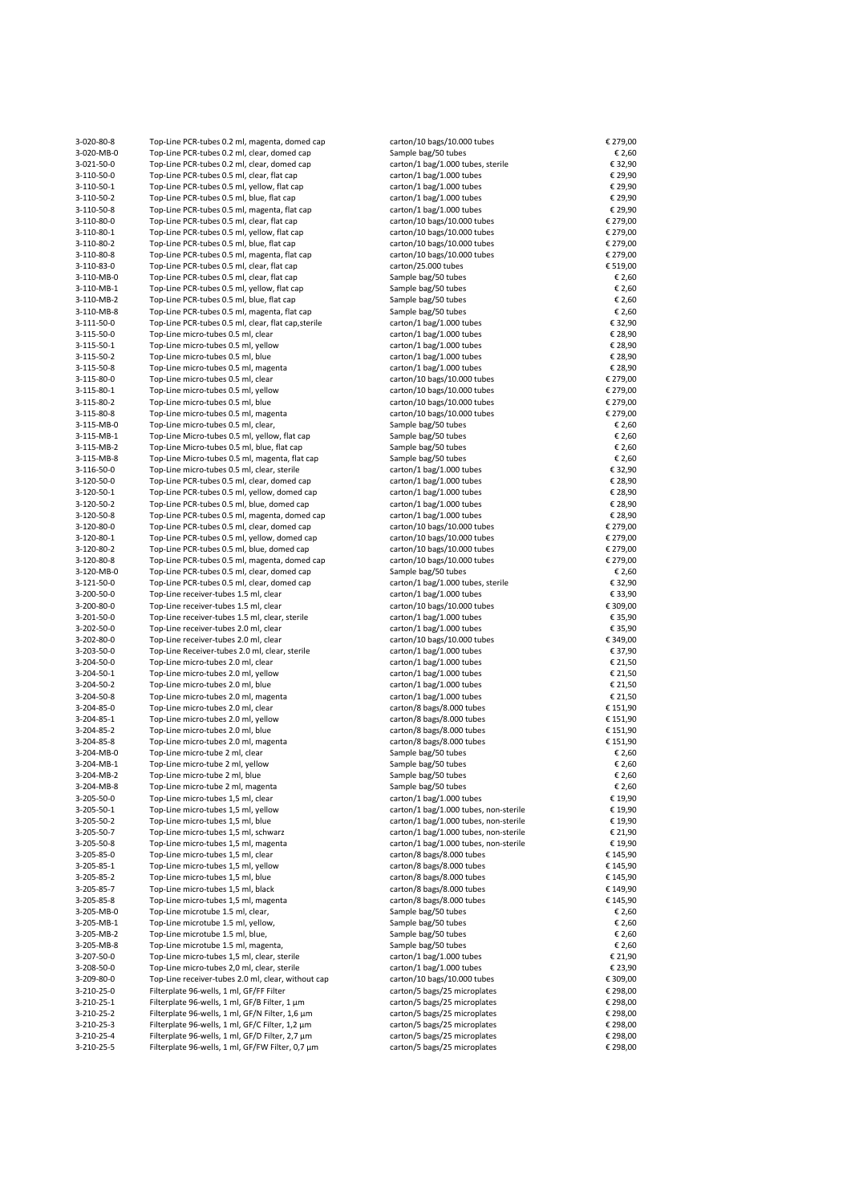| | | | |
|---|---|---|---|
| 3-020-80-8 | Top-Line PCR-tubes 0.2 ml, magenta, domed cap | carton/10 bags/10.000 tubes | € 279,00 |
| 3-020-MB-0 | Top-Line PCR-tubes 0.2 ml, clear, domed cap | Sample bag/50 tubes | € 2,60 |
| 3-021-50-0 | Top-Line PCR-tubes 0.2 ml, clear, domed cap | carton/1 bag/1.000 tubes, sterile | € 32,90 |
| 3-110-50-0 | Top-Line PCR-tubes 0.5 ml, clear, flat cap | carton/1 bag/1.000 tubes | € 29,90 |
| 3-110-50-1 | Top-Line PCR-tubes 0.5 ml, yellow, flat cap | carton/1 bag/1.000 tubes | € 29,90 |
| 3-110-50-2 | Top-Line PCR-tubes 0.5 ml, blue, flat cap | carton/1 bag/1.000 tubes | € 29,90 |
| 3-110-50-8 | Top-Line PCR-tubes 0.5 ml, magenta, flat cap | carton/1 bag/1.000 tubes | € 29,90 |
| 3-110-80-0 | Top-Line PCR-tubes 0.5 ml, clear, flat cap | carton/10 bags/10.000 tubes | € 279,00 |
| 3-110-80-1 | Top-Line PCR-tubes 0.5 ml, yellow, flat cap | carton/10 bags/10.000 tubes | € 279,00 |
| 3-110-80-2 | Top-Line PCR-tubes 0.5 ml, blue, flat cap | carton/10 bags/10.000 tubes | € 279,00 |
| 3-110-80-8 | Top-Line PCR-tubes 0.5 ml, magenta, flat cap | carton/10 bags/10.000 tubes | € 279,00 |
| 3-110-83-0 | Top-Line PCR-tubes 0.5 ml, clear, flat cap | carton/25.000 tubes | € 519,00 |
| 3-110-MB-0 | Top-Line PCR-tubes 0.5 ml, clear, flat cap | Sample bag/50 tubes | € 2,60 |
| 3-110-MB-1 | Top-Line PCR-tubes 0.5 ml, yellow, flat cap | Sample bag/50 tubes | € 2,60 |
| 3-110-MB-2 | Top-Line PCR-tubes 0.5 ml, blue, flat cap | Sample bag/50 tubes | € 2,60 |
| 3-110-MB-8 | Top-Line PCR-tubes 0.5 ml, magenta, flat cap | Sample bag/50 tubes | € 2,60 |
| 3-111-50-0 | Top-Line PCR-tubes 0.5 ml, clear, flat cap,sterile | carton/1 bag/1.000 tubes | € 32,90 |
| 3-115-50-0 | Top-Line micro-tubes 0.5 ml, clear | carton/1 bag/1.000 tubes | € 28,90 |
| 3-115-50-1 | Top-Line micro-tubes 0.5 ml, yellow | carton/1 bag/1.000 tubes | € 28,90 |
| 3-115-50-2 | Top-Line micro-tubes 0.5 ml, blue | carton/1 bag/1.000 tubes | € 28,90 |
| 3-115-50-8 | Top-Line micro-tubes 0.5 ml, magenta | carton/1 bag/1.000 tubes | € 28,90 |
| 3-115-80-0 | Top-Line micro-tubes 0.5 ml, clear | carton/10 bags/10.000 tubes | € 279,00 |
| 3-115-80-1 | Top-Line micro-tubes 0.5 ml, yellow | carton/10 bags/10.000 tubes | € 279,00 |
| 3-115-80-2 | Top-Line micro-tubes 0.5 ml, blue | carton/10 bags/10.000 tubes | € 279,00 |
| 3-115-80-8 | Top-Line micro-tubes 0.5 ml, magenta | carton/10 bags/10.000 tubes | € 279,00 |
| 3-115-MB-0 | Top-Line micro-tubes 0.5 ml, clear, | Sample bag/50 tubes | € 2,60 |
| 3-115-MB-1 | Top-Line Micro-tubes 0.5 ml, yellow, flat cap | Sample bag/50 tubes | € 2,60 |
| 3-115-MB-2 | Top-Line Micro-tubes 0.5 ml, blue, flat cap | Sample bag/50 tubes | € 2,60 |
| 3-115-MB-8 | Top-Line Micro-tubes 0.5 ml, magenta, flat cap | Sample bag/50 tubes | € 2,60 |
| 3-116-50-0 | Top-Line micro-tubes 0.5 ml, clear, sterile | carton/1 bag/1.000 tubes | € 32,90 |
| 3-120-50-0 | Top-Line PCR-tubes 0.5 ml, clear, domed cap | carton/1 bag/1.000 tubes | € 28,90 |
| 3-120-50-1 | Top-Line PCR-tubes 0.5 ml, yellow, domed cap | carton/1 bag/1.000 tubes | € 28,90 |
| 3-120-50-2 | Top-Line PCR-tubes 0.5 ml, blue, domed cap | carton/1 bag/1.000 tubes | € 28,90 |
| 3-120-50-8 | Top-Line PCR-tubes 0.5 ml, magenta, domed cap | carton/1 bag/1.000 tubes | € 28,90 |
| 3-120-80-0 | Top-Line PCR-tubes 0.5 ml, clear, domed cap | carton/10 bags/10.000 tubes | € 279,00 |
| 3-120-80-1 | Top-Line PCR-tubes 0.5 ml, yellow, domed cap | carton/10 bags/10.000 tubes | € 279,00 |
| 3-120-80-2 | Top-Line PCR-tubes 0.5 ml, blue, domed cap | carton/10 bags/10.000 tubes | € 279,00 |
| 3-120-80-8 | Top-Line PCR-tubes 0.5 ml, magenta, domed cap | carton/10 bags/10.000 tubes | € 279,00 |
| 3-120-MB-0 | Top-Line PCR-tubes 0.5 ml, clear, domed cap | Sample bag/50 tubes | € 2,60 |
| 3-121-50-0 | Top-Line PCR-tubes 0.5 ml, clear, domed cap | carton/1 bag/1.000 tubes, sterile | € 32,90 |
| 3-200-50-0 | Top-Line receiver-tubes 1.5 ml, clear | carton/1 bag/1.000 tubes | € 33,90 |
| 3-200-80-0 | Top-Line receiver-tubes 1.5 ml, clear | carton/10 bags/10.000 tubes | € 309,00 |
| 3-201-50-0 | Top-Line receiver-tubes 1.5 ml, clear, sterile | carton/1 bag/1.000 tubes | € 35,90 |
| 3-202-50-0 | Top-Line receiver-tubes 2.0 ml, clear | carton/1 bag/1.000 tubes | € 35,90 |
| 3-202-80-0 | Top-Line receiver-tubes 2.0 ml, clear | carton/10 bags/10.000 tubes | € 349,00 |
| 3-203-50-0 | Top-Line Receiver-tubes 2.0 ml, clear, sterile | carton/1 bag/1.000 tubes | € 37,90 |
| 3-204-50-0 | Top-Line micro-tubes 2.0 ml, clear | carton/1 bag/1.000 tubes | € 21,50 |
| 3-204-50-1 | Top-Line micro-tubes 2.0 ml, yellow | carton/1 bag/1.000 tubes | € 21,50 |
| 3-204-50-2 | Top-Line micro-tubes 2.0 ml, blue | carton/1 bag/1.000 tubes | € 21,50 |
| 3-204-50-8 | Top-Line micro-tubes 2.0 ml, magenta | carton/1 bag/1.000 tubes | € 21,50 |
| 3-204-85-0 | Top-Line micro-tubes 2.0 ml, clear | carton/8 bags/8.000 tubes | € 151,90 |
| 3-204-85-1 | Top-Line micro-tubes 2.0 ml, yellow | carton/8 bags/8.000 tubes | € 151,90 |
| 3-204-85-2 | Top-Line micro-tubes 2.0 ml, blue | carton/8 bags/8.000 tubes | € 151,90 |
| 3-204-85-8 | Top-Line micro-tubes 2.0 ml, magenta | carton/8 bags/8.000 tubes | € 151,90 |
| 3-204-MB-0 | Top-Line micro-tube 2 ml, clear | Sample bag/50 tubes | € 2,60 |
| 3-204-MB-1 | Top-Line micro-tube 2 ml, yellow | Sample bag/50 tubes | € 2,60 |
| 3-204-MB-2 | Top-Line micro-tube 2 ml, blue | Sample bag/50 tubes | € 2,60 |
| 3-204-MB-8 | Top-Line micro-tube 2 ml, magenta | Sample bag/50 tubes | € 2,60 |
| 3-205-50-0 | Top-Line micro-tubes 1,5 ml, clear | carton/1 bag/1.000 tubes | € 19,90 |
| 3-205-50-1 | Top-Line micro-tubes 1,5 ml, yellow | carton/1 bag/1.000 tubes, non-sterile | € 19,90 |
| 3-205-50-2 | Top-Line micro-tubes 1,5 ml, blue | carton/1 bag/1.000 tubes, non-sterile | € 19,90 |
| 3-205-50-7 | Top-Line micro-tubes 1,5 ml, schwarz | carton/1 bag/1.000 tubes, non-sterile | € 21,90 |
| 3-205-50-8 | Top-Line micro-tubes 1,5 ml, magenta | carton/1 bag/1.000 tubes, non-sterile | € 19,90 |
| 3-205-85-0 | Top-Line micro-tubes 1,5 ml, clear | carton/8 bags/8.000 tubes | € 145,90 |
| 3-205-85-1 | Top-Line micro-tubes 1,5 ml, yellow | carton/8 bags/8.000 tubes | € 145,90 |
| 3-205-85-2 | Top-Line micro-tubes 1,5 ml, blue | carton/8 bags/8.000 tubes | € 145,90 |
| 3-205-85-7 | Top-Line micro-tubes 1,5 ml, black | carton/8 bags/8.000 tubes | € 149,90 |
| 3-205-85-8 | Top-Line micro-tubes 1,5 ml, magenta | carton/8 bags/8.000 tubes | € 145,90 |
| 3-205-MB-0 | Top-Line microtube 1.5 ml, clear, | Sample bag/50 tubes | € 2,60 |
| 3-205-MB-1 | Top-Line microtube 1.5 ml, yellow, | Sample bag/50 tubes | € 2,60 |
| 3-205-MB-2 | Top-Line microtube 1.5 ml, blue, | Sample bag/50 tubes | € 2,60 |
| 3-205-MB-8 | Top-Line microtube 1.5 ml, magenta, | Sample bag/50 tubes | € 2,60 |
| 3-207-50-0 | Top-Line micro-tubes 1,5 ml, clear, sterile | carton/1 bag/1.000 tubes | € 21,90 |
| 3-208-50-0 | Top-Line micro-tubes 2,0 ml, clear, sterile | carton/1 bag/1.000 tubes | € 23,90 |
| 3-209-80-0 | Top-Line receiver-tubes 2.0 ml, clear, without cap | carton/10 bags/10.000 tubes | € 309,00 |
| 3-210-25-0 | Filterplate 96-wells, 1 ml, GF/FF Filter | carton/5 bags/25 microplates | € 298,00 |
| 3-210-25-1 | Filterplate 96-wells, 1 ml, GF/B Filter, 1 µm | carton/5 bags/25 microplates | € 298,00 |
| 3-210-25-2 | Filterplate 96-wells, 1 ml, GF/N Filter, 1,6 µm | carton/5 bags/25 microplates | € 298,00 |
| 3-210-25-3 | Filterplate 96-wells, 1 ml, GF/C Filter, 1,2 µm | carton/5 bags/25 microplates | € 298,00 |
| 3-210-25-4 | Filterplate 96-wells, 1 ml, GF/D Filter, 2,7 µm | carton/5 bags/25 microplates | € 298,00 |
| 3-210-25-5 | Filterplate 96-wells, 1 ml, GF/FW Filter, 0,7 µm | carton/5 bags/25 microplates | € 298,00 |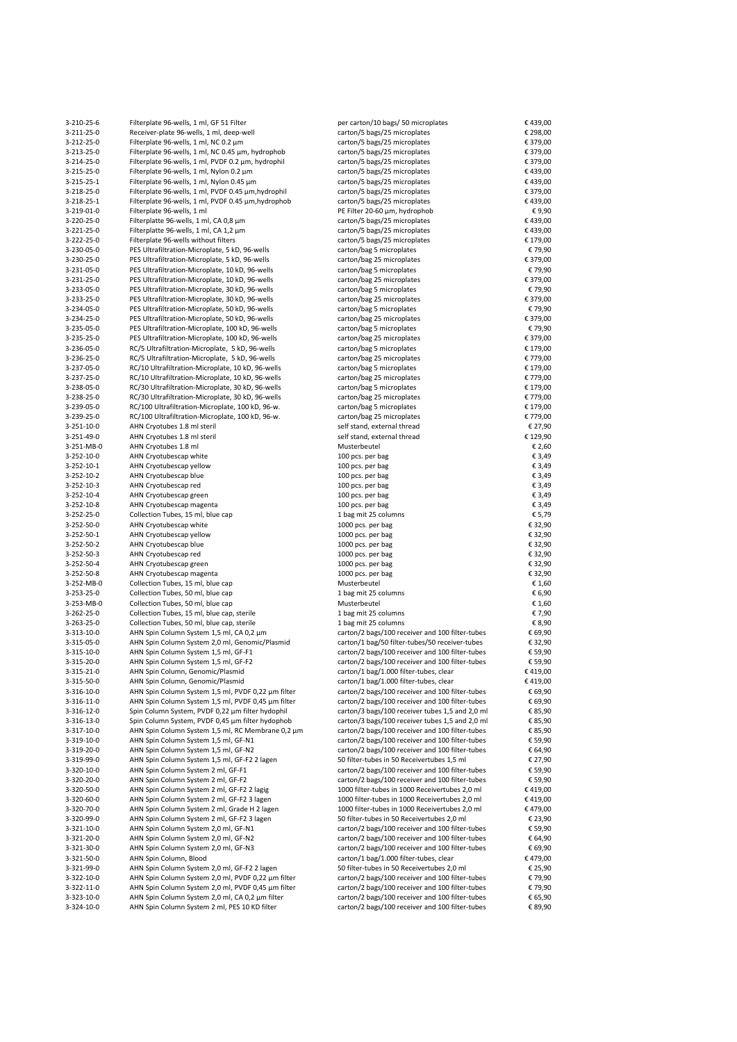| | | | |
|---|---|---|---|
| 3-210-25-6 | Filterplate 96-wells, 1 ml, GF 51 Filter | per carton/10 bags/ 50 microplates | € 439,00 |
| 3-211-25-0 | Receiver-plate 96-wells, 1 ml, deep-well | carton/5 bags/25 microplates | € 298,00 |
| 3-212-25-0 | Filterplate 96-wells, 1 ml, NC 0.2 µm | carton/5 bags/25 microplates | € 379,00 |
| 3-213-25-0 | Filterplate 96-wells, 1 ml, NC 0.45 µm, hydrophob | carton/5 bags/25 microplates | € 379,00 |
| 3-214-25-0 | Filterplate 96-wells, 1 ml, PVDF 0.2 µm, hydrophil | carton/5 bags/25 microplates | € 379,00 |
| 3-215-25-0 | Filterplate 96-wells, 1 ml, Nylon 0.2 µm | carton/5 bags/25 microplates | € 439,00 |
| 3-215-25-1 | Filterplate 96-wells, 1 ml, Nylon 0.45 µm | carton/5 bags/25 microplates | € 439,00 |
| 3-218-25-0 | Filterplate 96-wells, 1 ml, PVDF 0.45 µm,hydrophil | carton/5 bags/25 microplates | € 379,00 |
| 3-218-25-1 | Filterplate 96-wells, 1 ml, PVDF 0.45 µm,hydrophob | carton/5 bags/25 microplates | € 439,00 |
| 3-219-01-0 | Filterplate 96-wells, 1 ml | PE Filter 20-60 µm, hydrophob | € 9,90 |
| 3-220-25-0 | Filterplatte 96-wells, 1 ml, CA 0,8 µm | carton/5 bags/25 microplates | € 439,00 |
| 3-221-25-0 | Filterplatte 96-wells, 1 ml, CA 1,2 µm | carton/5 bags/25 microplates | € 439,00 |
| 3-222-25-0 | Filterplate 96-wells without filters | carton/5 bags/25 microplates | € 179,00 |
| 3-230-05-0 | PES Ultrafiltration-Microplate, 5 kD, 96-wells | carton/bag 5 microplates | € 79,90 |
| 3-230-25-0 | PES Ultrafiltration-Microplate, 5 kD, 96-wells | carton/bag 25 microplates | € 379,00 |
| 3-231-05-0 | PES Ultrafiltration-Microplate, 10 kD, 96-wells | carton/bag 5 microplates | € 79,90 |
| 3-231-25-0 | PES Ultrafiltration-Microplate, 10 kD, 96-wells | carton/bag 25 microplates | € 379,00 |
| 3-233-05-0 | PES Ultrafiltration-Microplate, 30 kD, 96-wells | carton/bag 5 microplates | € 79,90 |
| 3-233-25-0 | PES Ultrafiltration-Microplate, 30 kD, 96-wells | carton/bag 25 microplates | € 379,00 |
| 3-234-05-0 | PES Ultrafiltration-Microplate, 50 kD, 96-wells | carton/bag 5 microplates | € 79,90 |
| 3-234-25-0 | PES Ultrafiltration-Microplate, 50 kD, 96-wells | carton/bag 25 microplates | € 379,00 |
| 3-235-05-0 | PES Ultrafiltration-Microplate, 100 kD, 96-wells | carton/bag 5 microplates | € 79,90 |
| 3-235-25-0 | PES Ultrafiltration-Microplate, 100 kD, 96-wells | carton/bag 25 microplates | € 379,00 |
| 3-236-05-0 | RC/5 Ultrafiltration-Microplate, 5 kD, 96-wells | carton/bag 5 microplates | € 179,00 |
| 3-236-25-0 | RC/5 Ultrafiltration-Microplate, 5 kD, 96-wells | carton/bag 25 microplates | € 779,00 |
| 3-237-05-0 | RC/10 Ultrafiltration-Microplate, 10 kD, 96-wells | carton/bag 5 microplates | € 179,00 |
| 3-237-25-0 | RC/10 Ultrafiltration-Microplate, 10 kD, 96-wells | carton/bag 25 microplates | € 779,00 |
| 3-238-05-0 | RC/30 Ultrafiltration-Microplate, 30 kD, 96-wells | carton/bag 5 microplates | € 179,00 |
| 3-238-25-0 | RC/30 Ultrafiltration-Microplate, 30 kD, 96-wells | carton/bag 25 microplates | € 779,00 |
| 3-239-05-0 | RC/100 Ultrafiltration-Microplate, 100 kD, 96-w. | carton/bag 5 microplates | € 179,00 |
| 3-239-25-0 | RC/100 Ultrafiltration-Microplate, 100 kD, 96-w. | carton/bag 25 microplates | € 779,00 |
| 3-251-10-0 | AHN Cryotubes 1.8 ml steril | self stand, external thread | € 27,90 |
| 3-251-49-0 | AHN Cryotubes 1.8 ml steril | self stand, external thread | € 129,90 |
| 3-251-MB-0 | AHN Cryotubes 1.8 ml | Musterbeutel | € 2,60 |
| 3-252-10-0 | AHN Cryotubescap white | 100 pcs. per bag | € 3,49 |
| 3-252-10-1 | AHN Cryotubescap yellow | 100 pcs. per bag | € 3,49 |
| 3-252-10-2 | AHN Cryotubescap blue | 100 pcs. per bag | € 3,49 |
| 3-252-10-3 | AHN Cryotubescap red | 100 pcs. per bag | € 3,49 |
| 3-252-10-4 | AHN Cryotubescap green | 100 pcs. per bag | € 3,49 |
| 3-252-10-8 | AHN Cryotubescap magenta | 100 pcs. per bag | € 3,49 |
| 3-252-25-0 | Collection Tubes, 15 ml, blue cap | 1 bag mit 25 columns | € 5,79 |
| 3-252-50-0 | AHN Cryotubescap white | 1000 pcs. per bag | € 32,90 |
| 3-252-50-1 | AHN Cryotubescap yellow | 1000 pcs. per bag | € 32,90 |
| 3-252-50-2 | AHN Cryotubescap blue | 1000 pcs. per bag | € 32,90 |
| 3-252-50-3 | AHN Cryotubescap red | 1000 pcs. per bag | € 32,90 |
| 3-252-50-4 | AHN Cryotubescap green | 1000 pcs. per bag | € 32,90 |
| 3-252-50-8 | AHN Cryotubescap magenta | 1000 pcs. per bag | € 32,90 |
| 3-252-MB-0 | Collection Tubes, 15 ml, blue cap | Musterbeutel | € 1,60 |
| 3-253-25-0 | Collection Tubes, 50 ml, blue cap | 1 bag mit 25 columns | € 6,90 |
| 3-253-MB-0 | Collection Tubes, 50 ml, blue cap | Musterbeutel | € 1,60 |
| 3-262-25-0 | Collection Tubes, 15 ml, blue cap, sterile | 1 bag mit 25 columns | € 7,90 |
| 3-263-25-0 | Collection Tubes, 50 ml, blue cap, sterile | 1 bag mit 25 columns | € 8,90 |
| 3-313-10-0 | AHN Spin Column System 1,5 ml, CA 0,2 µm | carton/2 bags/100 receiver and 100 filter-tubes | € 69,90 |
| 3-315-05-0 | AHN Spin Column System 2,0 ml, Genomic/Plasmid | carton/1 bag/50 filter-tubes/50 receiver-tubes | € 32,90 |
| 3-315-10-0 | AHN Spin Column System 1,5 ml, GF-F1 | carton/2 bags/100 receiver and 100 filter-tubes | € 59,90 |
| 3-315-20-0 | AHN Spin Column System 1,5 ml, GF-F2 | carton/2 bags/100 receiver and 100 filter-tubes | € 59,90 |
| 3-315-21-0 | AHN Spin Column, Genomic/Plasmid | carton/1 bag/1.000 filter-tubes, clear | € 419,00 |
| 3-315-50-0 | AHN Spin Column, Genomic/Plasmid | carton/1 bag/1.000 filter-tubes, clear | € 419,00 |
| 3-316-10-0 | AHN Spin Column System 1,5 ml, PVDF 0,22 µm filter | carton/2 bags/100 receiver and 100 filter-tubes | € 69,90 |
| 3-316-11-0 | AHN Spin Column System 1,5 ml, PVDF 0,45 µm filter | carton/2 bags/100 receiver and 100 filter-tubes | € 69,90 |
| 3-316-12-0 | Spin Column System, PVDF 0,22 µm filter hydophil | carton/3 bags/100 receiver tubes 1,5 and 2,0 ml | € 85,90 |
| 3-316-13-0 | Spin Column System, PVDF 0,45 µm filter hydophob | carton/3 bags/100 receiver tubes 1,5 and 2,0 ml | € 85,90 |
| 3-317-10-0 | AHN Spin Column System 1,5 ml, RC Membrane 0,2 µm | carton/2 bags/100 receiver and 100 filter-tubes | € 85,90 |
| 3-319-10-0 | AHN Spin Column System 1,5 ml, GF-N1 | carton/2 bags/100 receiver and 100 filter-tubes | € 59,90 |
| 3-319-20-0 | AHN Spin Column System 1,5 ml, GF-N2 | carton/2 bags/100 receiver and 100 filter-tubes | € 64,90 |
| 3-319-99-0 | AHN Spin Column System 1,5 ml, GF-F2 2 lagen | 50 filter-tubes in 50 Receivertubes 1,5 ml | € 27,90 |
| 3-320-10-0 | AHN Spin Column System 2 ml, GF-F1 | carton/2 bags/100 receiver and 100 filter-tubes | € 59,90 |
| 3-320-20-0 | AHN Spin Column System 2 ml, GF-F2 | carton/2 bags/100 receiver and 100 filter-tubes | € 59,90 |
| 3-320-50-0 | AHN Spin Column System 2 ml, GF-F2 2 lagig | 1000 filter-tubes in 1000 Receivertubes 2,0 ml | € 419,00 |
| 3-320-60-0 | AHN Spin Column System 2 ml, GF-F2 3 lagen | 1000 filter-tubes in 1000 Receivertubes 2,0 ml | € 419,00 |
| 3-320-70-0 | AHN Spin Column System 2 ml, Grade H 2 lagen | 1000 filter-tubes in 1000 Receivertubes 2,0 ml | € 479,00 |
| 3-320-99-0 | AHN Spin Column System 2 ml, GF-F2 3 lagen | 50 filter-tubes in 50 Receivertubes 2,0 ml | € 23,90 |
| 3-321-10-0 | AHN Spin Column System 2,0 ml, GF-N1 | carton/2 bags/100 receiver and 100 filter-tubes | € 59,90 |
| 3-321-20-0 | AHN Spin Column System 2,0 ml, GF-N2 | carton/2 bags/100 receiver and 100 filter-tubes | € 64,90 |
| 3-321-30-0 | AHN Spin Column System 2,0 ml, GF-N3 | carton/2 bags/100 receiver and 100 filter-tubes | € 69,90 |
| 3-321-50-0 | AHN Spin Column, Blood | carton/1 bag/1.000 filter-tubes, clear | € 479,00 |
| 3-321-99-0 | AHN Spin Column System 2,0 ml, GF-F2 2 lagen | 50 filter-tubes in 50 Receivertubes 2,0 ml | € 25,90 |
| 3-322-10-0 | AHN Spin Column System 2,0 ml, PVDF 0,22 µm filter | carton/2 bags/100 receiver and 100 filter-tubes | € 79,90 |
| 3-322-11-0 | AHN Spin Column System 2,0 ml, PVDF 0,45 µm filter | carton/2 bags/100 receiver and 100 filter-tubes | € 79,90 |
| 3-323-10-0 | AHN Spin Column System 2,0 ml, CA 0,2 µm filter | carton/2 bags/100 receiver and 100 filter-tubes | € 65,90 |
| 3-324-10-0 | AHN Spin Column System 2 ml, PES 10 KD filter | carton/2 bags/100 receiver and 100 filter-tubes | € 89,90 |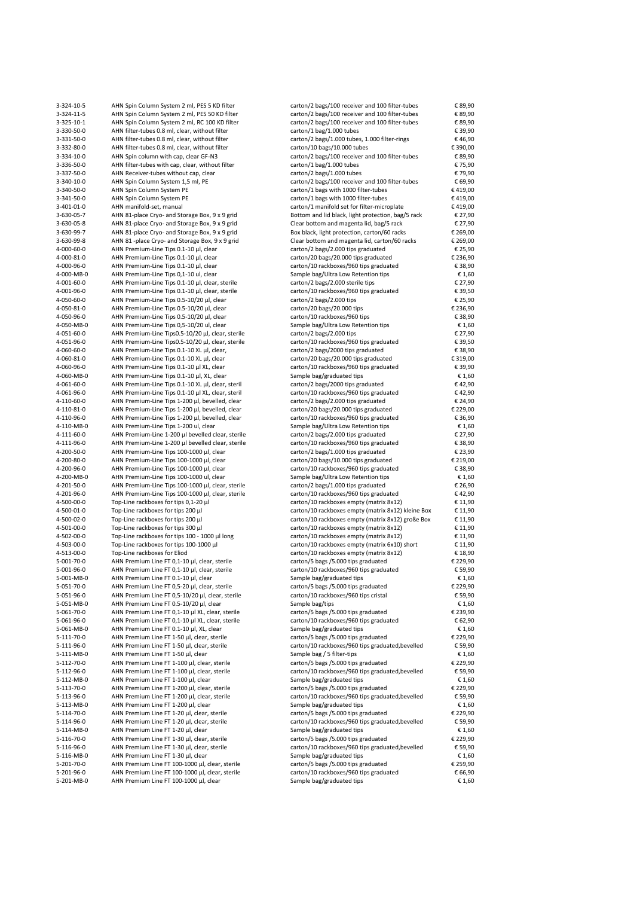| | | | |
|---|---|---|---|
| 3-324-10-5 | AHN Spin Column System 2 ml, PES 5 KD filter | carton/2 bags/100 receiver and 100 filter-tubes | € 89,90 |
| 3-324-11-5 | AHN Spin Column System 2 ml, PES 50 KD filter | carton/2 bags/100 receiver and 100 filter-tubes | € 89,90 |
| 3-325-10-1 | AHN Spin Column System 2 ml, RC 100 KD filter | carton/2 bags/100 receiver and 100 filter-tubes | € 89,90 |
| 3-330-50-0 | AHN filter-tubes 0.8 ml, clear, without filter | carton/1 bag/1.000 tubes | € 39,90 |
| 3-331-50-0 | AHN filter-tubes 0.8 ml, clear, without filter | carton/2 bags/1.000 tubes, 1.000 filter-rings | € 46,90 |
| 3-332-80-0 | AHN filter-tubes 0.8 ml, clear, without filter | carton/10 bags/10.000 tubes | € 390,00 |
| 3-334-10-0 | AHN Spin column with cap, clear GF-N3 | carton/2 bags/100 receiver and 100 filter-tubes | € 89,90 |
| 3-336-50-0 | AHN filter-tubes with cap, clear, without filter | carton/1 bag/1.000 tubes | € 75,90 |
| 3-337-50-0 | AHN Receiver-tubes without cap, clear | carton/2 bags/1.000 tubes | € 79,90 |
| 3-340-10-0 | AHN Spin Column System 1,5 ml, PE | carton/2 bags/100 receiver and 100 filter-tubes | € 69,90 |
| 3-340-50-0 | AHN Spin Column System PE | carton/1 bags with 1000 filter-tubes | € 419,00 |
| 3-341-50-0 | AHN Spin Column System PE | carton/1 bags with 1000 filter-tubes | € 419,00 |
| 3-401-01-0 | AHN manifold-set, manual | carton/1 manifold set for filter-microplate | € 419,00 |
| 3-630-05-7 | AHN 81-place Cryo- and Storage Box, 9 x 9 grid | Bottom and lid black, light protection, bag/5 rack | € 27,90 |
| 3-630-05-8 | AHN 81-place Cryo- and Storage Box, 9 x 9 grid | Clear bottom and magenta lid, bag/5 rack | € 27,90 |
| 3-630-99-7 | AHN 81-place Cryo- and Storage Box, 9 x 9 grid | Box black, light protection, carton/60 racks | € 269,00 |
| 3-630-99-8 | AHN 81 -place Cryo- and Storage Box, 9 x 9 grid | Clear bottom and magenta lid, carton/60 racks | € 269,00 |
| 4-000-60-0 | AHN Premium-Line Tips 0.1-10 µl, clear | carton/2 bags/2.000 tips graduated | € 25,90 |
| 4-000-81-0 | AHN Premium-Line Tips 0.1-10 µl, clear | carton/20 bags/20.000 tips graduated | € 236,90 |
| 4-000-96-0 | AHN Premium-Line Tips 0.1-10 µl, clear | carton/10 rackboxes/960 tips graduated | € 38,90 |
| 4-000-MB-0 | AHN Premium-Line Tips 0,1-10 ul, clear | Sample bag/Ultra Low Retention tips | € 1,60 |
| 4-001-60-0 | AHN Premium-Line Tips 0.1-10 µl, clear, sterile | carton/2 bags/2.000 sterile tips | € 27,90 |
| 4-001-96-0 | AHN Premium-Line Tips 0.1-10 µl, clear, sterile | carton/10 rackboxes/960 tips graduated | € 39,50 |
| 4-050-60-0 | AHN Premium-Line Tips 0.5-10/20 µl, clear | carton/2 bags/2.000 tips | € 25,90 |
| 4-050-81-0 | AHN Premium-Line Tips 0.5-10/20 µl, clear | carton/20 bags/20.000 tips | € 236,90 |
| 4-050-96-0 | AHN Premium-Line Tips 0.5-10/20 µl, clear | carton/10 rackboxes/960 tips | € 38,90 |
| 4-050-MB-0 | AHN Premium-Line Tips 0,5-10/20 ul, clear | Sample bag/Ultra Low Retention tips | € 1,60 |
| 4-051-60-0 | AHN Premium-Line Tips0.5-10/20 µl, clear, sterile | carton/2 bags/2.000 tips | € 27,90 |
| 4-051-96-0 | AHN Premium-Line Tips0.5-10/20 µl, clear, sterile | carton/10 rackboxes/960 tips graduated | € 39,50 |
| 4-060-60-0 | AHN Premium-Line Tips 0.1-10 XL µl, clear, | carton/2 bags/2000 tips graduated | € 38,90 |
| 4-060-81-0 | AHN Premium-Line Tips 0.1-10 XL µl, clear | carton/20 bags/20.000 tips graduated | € 319,00 |
| 4-060-96-0 | AHN Premium-Line Tips 0.1-10 µl XL, clear | carton/10 rackboxes/960 tips graduated | € 39,90 |
| 4-060-MB-0 | AHN Premium-Line Tips 0.1-10 µl, XL, clear | Sample bag/graduated tips | € 1,60 |
| 4-061-60-0 | AHN Premium-Line Tips 0.1-10 XL µl, clear, steril | carton/2 bags/2000 tips graduated | € 42,90 |
| 4-061-96-0 | AHN Premium-Line Tips 0.1-10 µl XL, clear, steril | carton/10 rackboxes/960 tips graduated | € 42,90 |
| 4-110-60-0 | AHN Premium-Line Tips 1-200 µl, bevelled, clear | carton/2 bags/2.000 tips graduated | € 24,90 |
| 4-110-81-0 | AHN Premium-Line Tips 1-200 µl, bevelled, clear | carton/20 bags/20.000 tips graduated | € 229,00 |
| 4-110-96-0 | AHN Premium-Line Tips 1-200 µl, bevelled, clear | carton/10 rackboxes/960 tips graduated | € 36,90 |
| 4-110-MB-0 | AHN Premium-Line Tips 1-200 ul, clear | Sample bag/Ultra Low Retention tips | € 1,60 |
| 4-111-60-0 | AHN Premium-Line 1-200 µl bevelled clear, sterile | carton/2 bags/2.000 tips graduated | € 27,90 |
| 4-111-96-0 | AHN Premium-Line 1-200 µl bevelled clear, sterile | carton/10 rackboxes/960 tips graduated | € 38,90 |
| 4-200-50-0 | AHN Premium-Line Tips 100-1000 µl, clear | carton/2 bags/1.000 tips graduated | € 23,90 |
| 4-200-80-0 | AHN Premium-Line Tips 100-1000 µl, clear | carton/20 bags/10.000 tips graduated | € 219,00 |
| 4-200-96-0 | AHN Premium-Line Tips 100-1000 µl, clear | carton/10 rackboxes/960 tips graduated | € 38,90 |
| 4-200-MB-0 | AHN Premium-Line Tips 100-1000 ul, clear | Sample bag/Ultra Low Retention tips | € 1,60 |
| 4-201-50-0 | AHN Premium-Line Tips 100-1000 µl, clear, sterile | carton/2 bags/1.000 tips graduated | € 26,90 |
| 4-201-96-0 | AHN Premium-Line Tips 100-1000 µl, clear, sterile | carton/10 rackboxes/960 tips graduated | € 42,90 |
| 4-500-00-0 | Top-Line rackboxes for tips 0,1-20 µl | carton/10 rackboxes empty (matrix 8x12) | € 11,90 |
| 4-500-01-0 | Top-Line rackboxes for tips 200 µl | carton/10 rackboxes empty (matrix 8x12) kleine Box | € 11,90 |
| 4-500-02-0 | Top-Line rackboxes for tips 200 µl | carton/10 rackboxes empty (matrix 8x12) große Box | € 11,90 |
| 4-501-00-0 | Top-Line rackboxes for tips 300 µl | carton/10 rackboxes empty (matrix 8x12) | € 11,90 |
| 4-502-00-0 | Top-Line rackboxes for tips 100 - 1000 µl long | carton/10 rackboxes empty (matrix 8x12) | € 11,90 |
| 4-503-00-0 | Top-Line rackboxes for tips 100-1000 µl | carton/10 rackboxes empty (matrix 6x10) short | € 11,90 |
| 4-513-00-0 | Top-Line rackboxes for Eliod | carton/10 rackboxes empty (matrix 8x12) | € 18,90 |
| 5-001-70-0 | AHN Premium Line FT 0,1-10 µl, clear, sterile | carton/5 bags /5.000 tips graduated | € 229,90 |
| 5-001-96-0 | AHN Premium Line FT 0,1-10 µl, clear, sterile | carton/10 rackboxes/960 tips graduated | € 59,90 |
| 5-001-MB-0 | AHN Premium Line FT 0.1-10 µl, clear | Sample bag/graduated tips | € 1,60 |
| 5-051-70-0 | AHN Premium Line FT 0,5-20 µl, clear, sterile | carton/5 bags /5.000 tips graduated | € 229,90 |
| 5-051-96-0 | AHN Premium Line FT 0,5-10/20 µl, clear, sterile | carton/10 rackboxes/960 tips cristal | € 59,90 |
| 5-051-MB-0 | AHN Premium Line FT 0.5-10/20 µl, clear | Sample bag/tips | € 1,60 |
| 5-061-70-0 | AHN Premium Line FT 0,1-10 µl XL, clear, sterile | carton/5 bags /5.000 tips graduated | € 239,90 |
| 5-061-96-0 | AHN Premium Line FT 0,1-10 µl XL, clear, sterile | carton/10 rackboxes/960 tips graduated | € 62,90 |
| 5-061-MB-0 | AHN Premium Line FT 0.1-10 µl, XL, clear | Sample bag/graduated tips | € 1,60 |
| 5-111-70-0 | AHN Premium Line FT 1-50 µl, clear, sterile | carton/5 bags /5.000 tips graduated | € 229,90 |
| 5-111-96-0 | AHN Premium Line FT 1-50 µl, clear, sterile | carton/10 rackboxes/960 tips graduated,bevelled | € 59,90 |
| 5-111-MB-0 | AHN Premium Line FT 1-50 µl, clear | Sample bag / 5 filter-tips | € 1,60 |
| 5-112-70-0 | AHN Premium Line FT 1-100 µl, clear, sterile | carton/5 bags /5.000 tips graduated | € 229,90 |
| 5-112-96-0 | AHN Premium Line FT 1-100 µl, clear, sterile | carton/10 rackboxes/960 tips graduated,bevelled | € 59,90 |
| 5-112-MB-0 | AHN Premium Line FT 1-100 µl, clear | Sample bag/graduated tips | € 1,60 |
| 5-113-70-0 | AHN Premium Line FT 1-200 µl, clear, sterile | carton/5 bags /5.000 tips graduated | € 229,90 |
| 5-113-96-0 | AHN Premium Line FT 1-200 µl, clear, sterile | carton/10 rackboxes/960 tips graduated,bevelled | € 59,90 |
| 5-113-MB-0 | AHN Premium Line FT 1-200 µl, clear | Sample bag/graduated tips | € 1,60 |
| 5-114-70-0 | AHN Premium Line FT 1-20 µl, clear, sterile | carton/5 bags /5.000 tips graduated | € 229,90 |
| 5-114-96-0 | AHN Premium Line FT 1-20 µl, clear, sterile | carton/10 rackboxes/960 tips graduated,bevelled | € 59,90 |
| 5-114-MB-0 | AHN Premium Line FT 1-20 µl, clear | Sample bag/graduated tips | € 1,60 |
| 5-116-70-0 | AHN Premium Line FT 1-30 µl, clear, sterile | carton/5 bags /5.000 tips graduated | € 229,90 |
| 5-116-96-0 | AHN Premium Line FT 1-30 µl, clear, sterile | carton/10 rackboxes/960 tips graduated,bevelled | € 59,90 |
| 5-116-MB-0 | AHN Premium Line FT 1-30 µl, clear | Sample bag/graduated tips | € 1,60 |
| 5-201-70-0 | AHN Premium Line FT 100-1000 µl, clear, sterile | carton/5 bags /5.000 tips graduated | € 259,90 |
| 5-201-96-0 | AHN Premium Line FT 100-1000 µl, clear, sterile | carton/10 rackboxes/960 tips graduated | € 66,90 |
| 5-201-MB-0 | AHN Premium Line FT 100-1000 µl, clear | Sample bag/graduated tips | € 1,60 |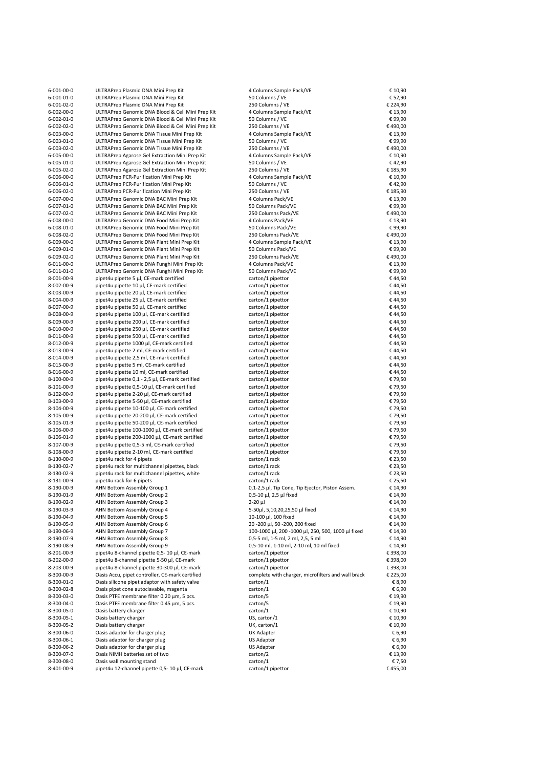| | | | |
|---|---|---|---|
| 6-001-00-0 | ULTRAPrep Plasmid DNA Mini Prep Kit | 4 Columns Sample Pack/VE | € 10,90 |
| 6-001-01-0 | ULTRAPrep Plasmid DNA Mini Prep Kit | 50 Columns / VE | € 52,90 |
| 6-001-02-0 | ULTRAPrep Plasmid DNA Mini Prep Kit | 250 Columns / VE | € 224,90 |
| 6-002-00-0 | ULTRAPrep Genomic DNA Blood & Cell Mini Prep Kit | 4 Columns Sample Pack/VE | € 13,90 |
| 6-002-01-0 | ULTRAPrep Genomic DNA Blood & Cell Mini Prep Kit | 50 Columns / VE | € 99,90 |
| 6-002-02-0 | ULTRAPrep Genomic DNA Blood & Cell Mini Prep Kit | 250 Columns / VE | € 490,00 |
| 6-003-00-0 | ULTRAPrep Genomic DNA Tissue Mini Prep Kit | 4 Columns Sample Pack/VE | € 13,90 |
| 6-003-01-0 | ULTRAPrep Genomic DNA Tissue Mini Prep Kit | 50 Columns / VE | € 99,90 |
| 6-003-02-0 | ULTRAPrep Genomic DNA Tissue Mini Prep Kit | 250 Columns / VE | € 490,00 |
| 6-005-00-0 | ULTRAPrep Agarose Gel Extraction Mini Prep Kit | 4 Columns Sample Pack/VE | € 10,90 |
| 6-005-01-0 | ULTRAPrep Agarose Gel Extraction Mini Prep Kit | 50 Columns / VE | € 42,90 |
| 6-005-02-0 | ULTRAPrep Agarose Gel Extraction Mini Prep Kit | 250 Columns / VE | € 185,90 |
| 6-006-00-0 | ULTRAPrep PCR-Purification Mini Prep Kit | 4 Columns Sample Pack/VE | € 10,90 |
| 6-006-01-0 | ULTRAPrep PCR-Purification Mini Prep Kit | 50 Columns / VE | € 42,90 |
| 6-006-02-0 | ULTRAPrep PCR-Purification Mini Prep Kit | 250 Columns / VE | € 185,90 |
| 6-007-00-0 | ULTRAPrep Genomic DNA BAC Mini Prep Kit | 4 Columns Pack/VE | € 13,90 |
| 6-007-01-0 | ULTRAPrep Genomic DNA BAC Mini Prep Kit | 50 Columns Pack/VE | € 99,90 |
| 6-007-02-0 | ULTRAPrep Genomic DNA BAC Mini Prep Kit | 250 Columns Pack/VE | € 490,00 |
| 6-008-00-0 | ULTRAPrep Genomic DNA Food Mini Prep Kit | 4 Columns Pack/VE | € 13,90 |
| 6-008-01-0 | ULTRAPrep Genomic DNA Food Mini Prep Kit | 50 Columns Pack/VE | € 99,90 |
| 6-008-02-0 | ULTRAPrep Genomic DNA Food Mini Prep Kit | 250 Columns Pack/VE | € 490,00 |
| 6-009-00-0 | ULTRAPrep Genomic DNA Plant Mini Prep Kit | 4 Columns Sample Pack/VE | € 13,90 |
| 6-009-01-0 | ULTRAPrep Genomic DNA Plant Mini Prep Kit | 50 Columns Pack/VE | € 99,90 |
| 6-009-02-0 | ULTRAPrep Genomic DNA Plant Mini Prep Kit | 250 Columns Pack/VE | € 490,00 |
| 6-011-00-0 | ULTRAPrep Genomic DNA Funghi Mini Prep Kit | 4 Columns Pack/VE | € 13,90 |
| 6-011-01-0 | ULTRAPrep Genomic DNA Funghi Mini Prep Kit | 50 Columns Pack/VE | € 99,90 |
| 8-001-00-9 | pipet4u pipette 5 µl, CE-mark certified | carton/1 pipettor | € 44,50 |
| 8-002-00-9 | pipet4u pipette 10 µl, CE-mark certified | carton/1 pipettor | € 44,50 |
| 8-003-00-9 | pipet4u pipette 20 µl, CE-mark certified | carton/1 pipettor | € 44,50 |
| 8-004-00-9 | pipet4u pipette 25 µl, CE-mark certified | carton/1 pipettor | € 44,50 |
| 8-007-00-9 | pipet4u pipette 50 µl, CE-mark certified | carton/1 pipettor | € 44,50 |
| 8-008-00-9 | pipet4u pipette 100 µl, CE-mark certified | carton/1 pipettor | € 44,50 |
| 8-009-00-9 | pipet4u pipette 200 µl, CE-mark certified | carton/1 pipettor | € 44,50 |
| 8-010-00-9 | pipet4u pipette 250 µl, CE-mark certified | carton/1 pipettor | € 44,50 |
| 8-011-00-9 | pipet4u pipette 500 µl, CE-mark certified | carton/1 pipettor | € 44,50 |
| 8-012-00-9 | pipet4u pipette 1000 µl, CE-mark certified | carton/1 pipettor | € 44,50 |
| 8-013-00-9 | pipet4u pipette 2 ml, CE-mark certified | carton/1 pipettor | € 44,50 |
| 8-014-00-9 | pipet4u pipette 2,5 ml, CE-mark certified | carton/1 pipettor | € 44,50 |
| 8-015-00-9 | pipet4u pipette 5 ml, CE-mark certified | carton/1 pipettor | € 44,50 |
| 8-016-00-9 | pipet4u pipette 10 ml, CE-mark certified | carton/1 pipettor | € 44,50 |
| 8-100-00-9 | pipet4u pipette 0,1 - 2,5 µl, CE-mark certified | carton/1 pipettor | € 79,50 |
| 8-101-00-9 | pipet4u pipette 0,5-10 µl, CE-mark certified | carton/1 pipettor | € 79,50 |
| 8-102-00-9 | pipet4u pipette 2-20 µl, CE-mark certified | carton/1 pipettor | € 79,50 |
| 8-103-00-9 | pipet4u pipette 5-50 µl, CE-mark certified | carton/1 pipettor | € 79,50 |
| 8-104-00-9 | pipet4u pipette 10-100 µl, CE-mark certified | carton/1 pipettor | € 79,50 |
| 8-105-00-9 | pipet4u pipette 20-200 µl, CE-mark certified | carton/1 pipettor | € 79,50 |
| 8-105-01-9 | pipet4u pipette 50-200 µl, CE-mark certified | carton/1 pipettor | € 79,50 |
| 8-106-00-9 | pipet4u pipette 100-1000 µl, CE-mark certified | carton/1 pipettor | € 79,50 |
| 8-106-01-9 | pipet4u pipette 200-1000 µl, CE-mark certified | carton/1 pipettor | € 79,50 |
| 8-107-00-9 | pipet4u pipette 0,5-5 ml, CE-mark certified | carton/1 pipettor | € 79,50 |
| 8-108-00-9 | pipet4u pipette 2-10 ml, CE-mark certified | carton/1 pipettor | € 79,50 |
| 8-130-00-9 | pipet4u rack for 4 pipets | carton/1 rack | € 23,50 |
| 8-130-02-7 | pipet4u rack for multichannel pipettes, black | carton/1 rack | € 23,50 |
| 8-130-02-9 | pipet4u rack for multichannel pipettes, white | carton/1 rack | € 23,50 |
| 8-131-00-9 | pipet4u rack for 6 pipets | carton/1 rack | € 25,50 |
| 8-190-00-9 | AHN Bottom Assembly Group 1 | 0,1-2,5 µl, Tip Cone, Tip Ejector, Piston Assem. | € 14,90 |
| 8-190-01-9 | AHN Bottom Assembly Group 2 | 0,5-10 µl, 2,5 µl fixed | € 14,90 |
| 8-190-02-9 | AHN Bottom Assembly Group 3 | 2-20 µl | € 14,90 |
| 8-190-03-9 | AHN Bottom Assembly Group 4 | 5-50µl, 5,10,20,25,50 µl fixed | € 14,90 |
| 8-190-04-9 | AHN Bottom Assembly Group 5 | 10-100 µl, 100 fixed | € 14,90 |
| 8-190-05-9 | AHN Bottom Assembly Group 6 | 20 -200 µl, 50 -200, 200 fixed | € 14,90 |
| 8-190-06-9 | AHN Bottom Assembly Group 7 | 100-1000 µl, 200 -1000 µl, 250, 500, 1000 µl fixed | € 14,90 |
| 8-190-07-9 | AHN Bottom Assembly Group 8 | 0,5-5 ml, 1-5 ml, 2 ml, 2,5, 5 ml | € 14,90 |
| 8-190-08-9 | AHN Bottom Assembly Group 9 | 0,5-10 ml, 1-10 ml, 2-10 ml, 10 ml fixed | € 14,90 |
| 8-201-00-9 | pipet4u 8-channel pipette 0,5- 10 µl, CE-mark | carton/1 pipettor | € 398,00 |
| 8-202-00-9 | pipet4u 8-channel pipette 5-50 µl, CE-mark | carton/1 pipettor | € 398,00 |
| 8-203-00-9 | pipet4u 8-channel pipette 30-300 µl, CE-mark | carton/1 pipettor | € 398,00 |
| 8-300-00-9 | Oasis Accu, pipet controller, CE-mark certified | complete with charger, microfilters and wall brack | € 225,00 |
| 8-300-01-0 | Oasis silicone pipet adaptor with safety valve | carton/1 | € 8,90 |
| 8-300-02-8 | Oasis pipet cone autoclavable, magenta | carton/1 | € 6,90 |
| 8-300-03-0 | Oasis PTFE membrane filter 0.20 µm, 5 pcs. | carton/5 | € 19,90 |
| 8-300-04-0 | Oasis PTFE membrane filter 0.45 µm, 5 pcs. | carton/5 | € 19,90 |
| 8-300-05-0 | Oasis battery charger | carton/1 | € 10,90 |
| 8-300-05-1 | Oasis battery charger | US, carton/1 | € 10,90 |
| 8-300-05-2 | Oasis battery charger | UK, carton/1 | € 10,90 |
| 8-300-06-0 | Oasis adaptor for charger plug | UK Adapter | € 6,90 |
| 8-300-06-1 | Oasis adaptor for charger plug | US Adapter | € 6,90 |
| 8-300-06-2 | Oasis adaptor for charger plug | US Adapter | € 6,90 |
| 8-300-07-0 | Oasis NiMH batteries set of two | carton/2 | € 13,90 |
| 8-300-08-0 | Oasis wall mounting stand | carton/1 | € 7,50 |
| 8-401-00-9 | pipet4u 12-channel pipette 0,5- 10 µl, CE-mark | carton/1 pipettor | € 455,00 |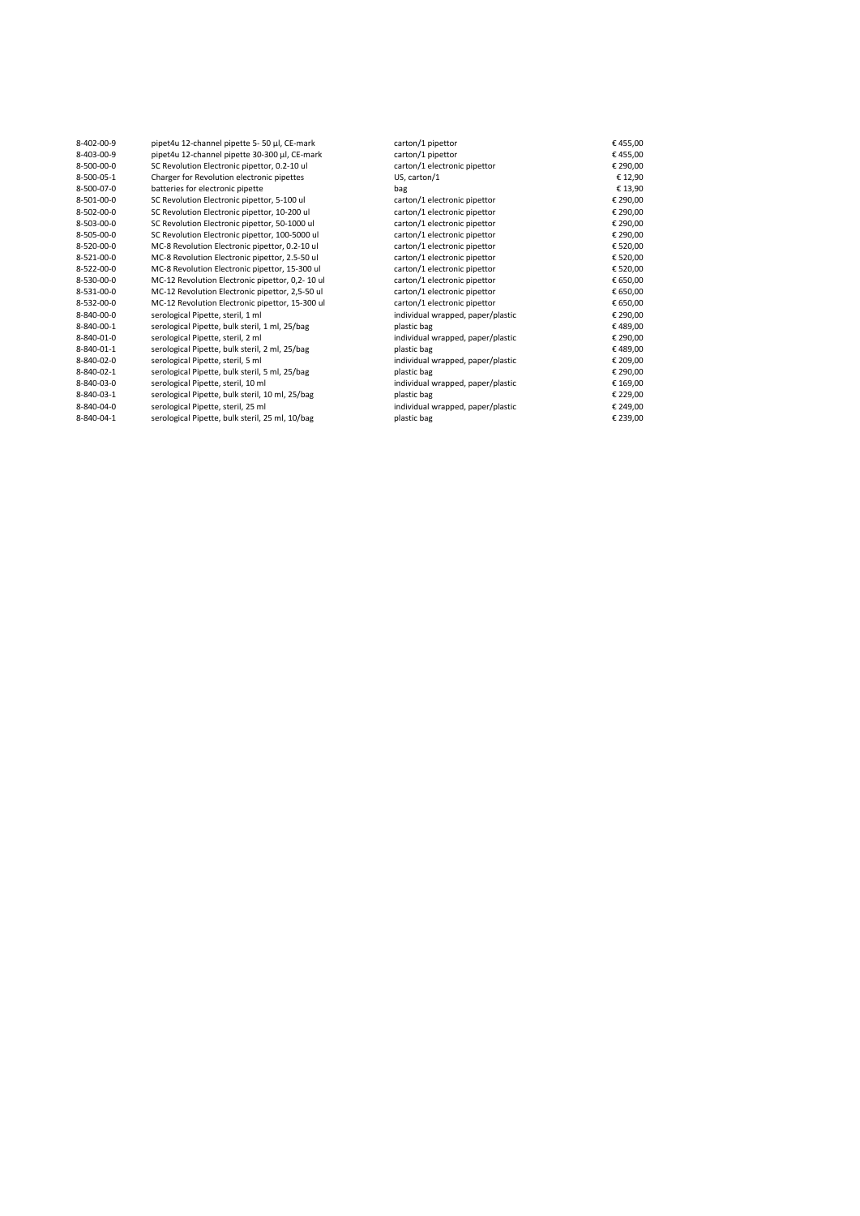| | | | |
|---|---|---|---|
| 8-402-00-9 | pipet4u 12-channel pipette 5- 50 µl, CE-mark | carton/1 pipettor | € 455,00 |
| 8-403-00-9 | pipet4u 12-channel pipette 30-300 µl, CE-mark | carton/1 pipettor | € 455,00 |
| 8-500-00-0 | SC Revolution Electronic pipettor, 0.2-10 ul | carton/1 electronic pipettor | € 290,00 |
| 8-500-05-1 | Charger for Revolution electronic pipettes | US, carton/1 | € 12,90 |
| 8-500-07-0 | batteries for electronic pipette | bag | € 13,90 |
| 8-501-00-0 | SC Revolution Electronic pipettor, 5-100 ul | carton/1 electronic pipettor | € 290,00 |
| 8-502-00-0 | SC Revolution Electronic pipettor, 10-200 ul | carton/1 electronic pipettor | € 290,00 |
| 8-503-00-0 | SC Revolution Electronic pipettor, 50-1000 ul | carton/1 electronic pipettor | € 290,00 |
| 8-505-00-0 | SC Revolution Electronic pipettor, 100-5000 ul | carton/1 electronic pipettor | € 290,00 |
| 8-520-00-0 | MC-8 Revolution Electronic pipettor, 0.2-10 ul | carton/1 electronic pipettor | € 520,00 |
| 8-521-00-0 | MC-8 Revolution Electronic pipettor, 2.5-50 ul | carton/1 electronic pipettor | € 520,00 |
| 8-522-00-0 | MC-8 Revolution Electronic pipettor, 15-300 ul | carton/1 electronic pipettor | € 520,00 |
| 8-530-00-0 | MC-12 Revolution Electronic pipettor, 0,2- 10 ul | carton/1 electronic pipettor | € 650,00 |
| 8-531-00-0 | MC-12 Revolution Electronic pipettor, 2,5-50 ul | carton/1 electronic pipettor | € 650,00 |
| 8-532-00-0 | MC-12 Revolution Electronic pipettor, 15-300 ul | carton/1 electronic pipettor | € 650,00 |
| 8-840-00-0 | serological Pipette, steril, 1 ml | individual wrapped, paper/plastic | € 290,00 |
| 8-840-00-1 | serological Pipette, bulk steril, 1 ml, 25/bag | plastic bag | € 489,00 |
| 8-840-01-0 | serological Pipette, steril, 2 ml | individual wrapped, paper/plastic | € 290,00 |
| 8-840-01-1 | serological Pipette, bulk steril, 2 ml, 25/bag | plastic bag | € 489,00 |
| 8-840-02-0 | serological Pipette, steril, 5 ml | individual wrapped, paper/plastic | € 209,00 |
| 8-840-02-1 | serological Pipette, bulk steril, 5 ml, 25/bag | plastic bag | € 290,00 |
| 8-840-03-0 | serological Pipette, steril, 10 ml | individual wrapped, paper/plastic | € 169,00 |
| 8-840-03-1 | serological Pipette, bulk steril, 10 ml, 25/bag | plastic bag | € 229,00 |
| 8-840-04-0 | serological Pipette, steril, 25 ml | individual wrapped, paper/plastic | € 249,00 |
| 8-840-04-1 | serological Pipette, bulk steril, 25 ml, 10/bag | plastic bag | € 239,00 |